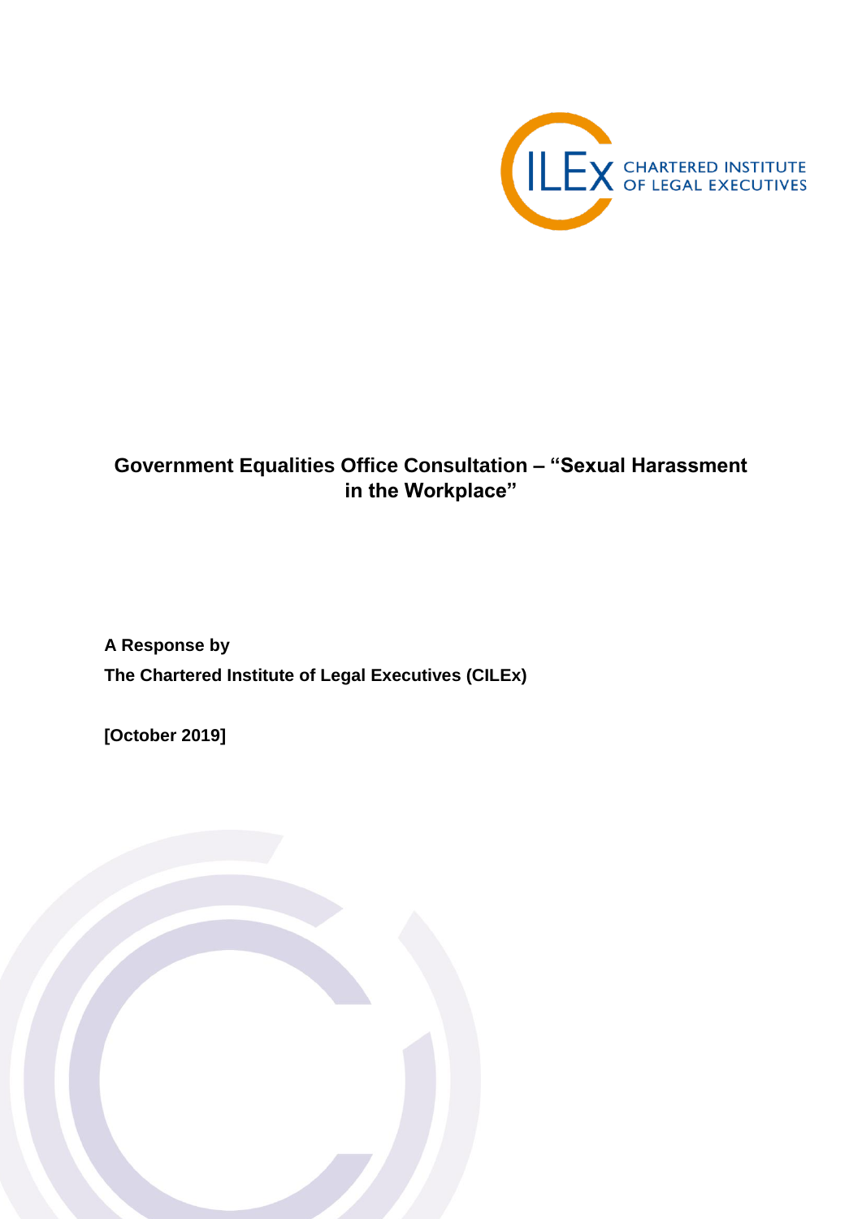# Government Equalities Office Consultation – "Sexual Harassment in the Workplace"

**A Response by**

**The Chartered Institute of Legal Executives (CILEx)**

**[October 2019]**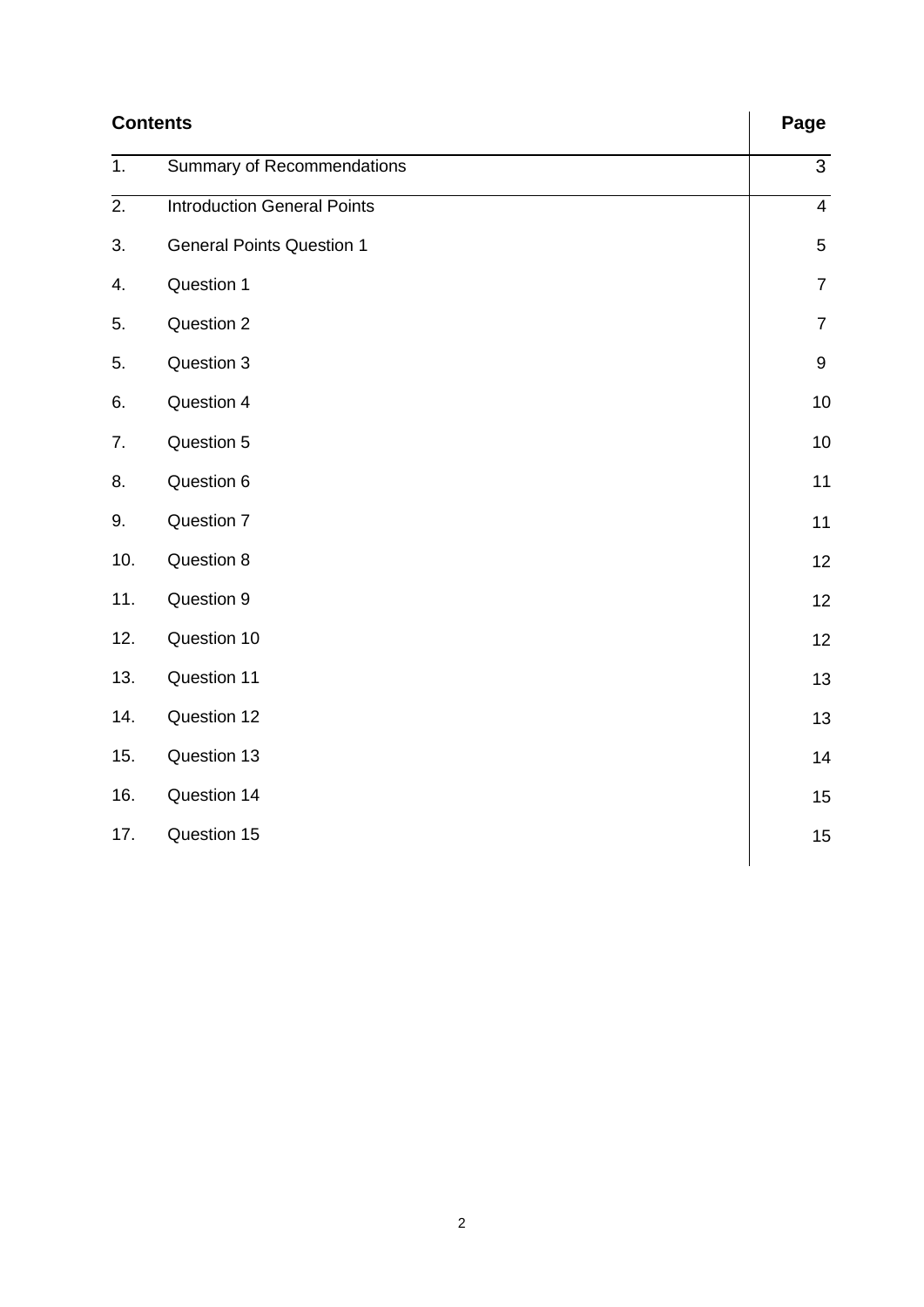| Contents | | Page |
|---|---|---|
| 1. | Summary of Recommendations | 3 |
| 2. | Introduction General Points | 4 |
| 3. | General Points Question 1 | 5 |
| 4. | Question 1 | 7 |
| 5. | Question 2 | 7 |
| 5. | Question 3 | 9 |
| 6. | Question 4 | 10 |
| 7. | Question 5 | 10 |
| 8. | Question 6 | 11 |
| 9. | Question 7 | 11 |
| 10. | Question 8 | 12 |
| 11. | Question 9 | 12 |
| 12. | Question 10 | 12 |
| 13. | Question 11 | 13 |
| 14. | Question 12 | 13 |
| 15. | Question 13 | 14 |
| 16. | Question 14 | 15 |
| 17. | Question 15 | 15 |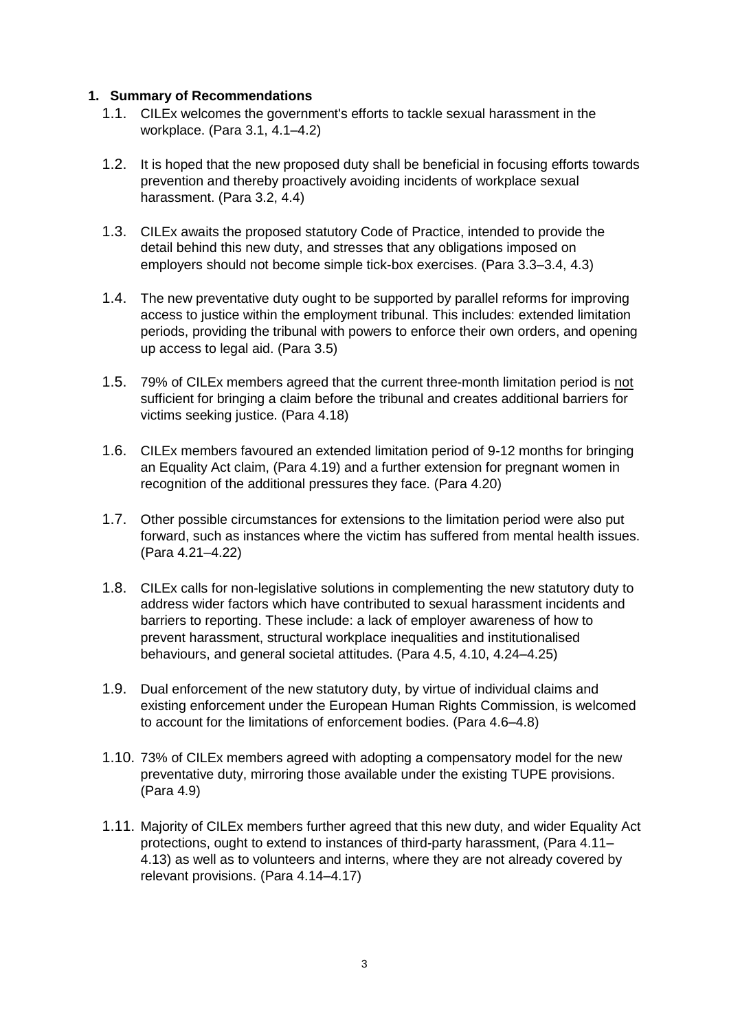## 1. Summary of Recommendations

1.1. CILEx welcomes the government's efforts to tackle sexual harassment in the workplace. (Para 3.1, 4.1–4.2)

1.2. It is hoped that the new proposed duty shall be beneficial in focusing efforts towards prevention and thereby proactively avoiding incidents of workplace sexual harassment. (Para 3.2, 4.4)

1.3. CILEx awaits the proposed statutory Code of Practice, intended to provide the detail behind this new duty, and stresses that any obligations imposed on employers should not become simple tick-box exercises. (Para 3.3–3.4, 4.3)

1.4. The new preventative duty ought to be supported by parallel reforms for improving access to justice within the employment tribunal. This includes: extended limitation periods, providing the tribunal with powers to enforce their own orders, and opening up access to legal aid. (Para 3.5)

1.5. 79% of CILEx members agreed that the current three-month limitation period is <u>not</u> sufficient for bringing a claim before the tribunal and creates additional barriers for victims seeking justice. (Para 4.18)

1.6. CILEx members favoured an extended limitation period of 9-12 months for bringing an Equality Act claim, (Para 4.19) and a further extension for pregnant women in recognition of the additional pressures they face. (Para 4.20)

1.7. Other possible circumstances for extensions to the limitation period were also put forward, such as instances where the victim has suffered from mental health issues. (Para 4.21–4.22)

1.8. CILEx calls for non-legislative solutions in complementing the new statutory duty to address wider factors which have contributed to sexual harassment incidents and barriers to reporting. These include: a lack of employer awareness of how to prevent harassment, structural workplace inequalities and institutionalised behaviours, and general societal attitudes. (Para 4.5, 4.10, 4.24–4.25)

1.9. Dual enforcement of the new statutory duty, by virtue of individual claims and existing enforcement under the European Human Rights Commission, is welcomed to account for the limitations of enforcement bodies. (Para 4.6–4.8)

1.10. 73% of CILEx members agreed with adopting a compensatory model for the new preventative duty, mirroring those available under the existing TUPE provisions. (Para 4.9)

1.11. Majority of CILEx members further agreed that this new duty, and wider Equality Act protections, ought to extend to instances of third-party harassment, (Para 4.11–4.13) as well as to volunteers and interns, where they are not already covered by relevant provisions. (Para 4.14–4.17)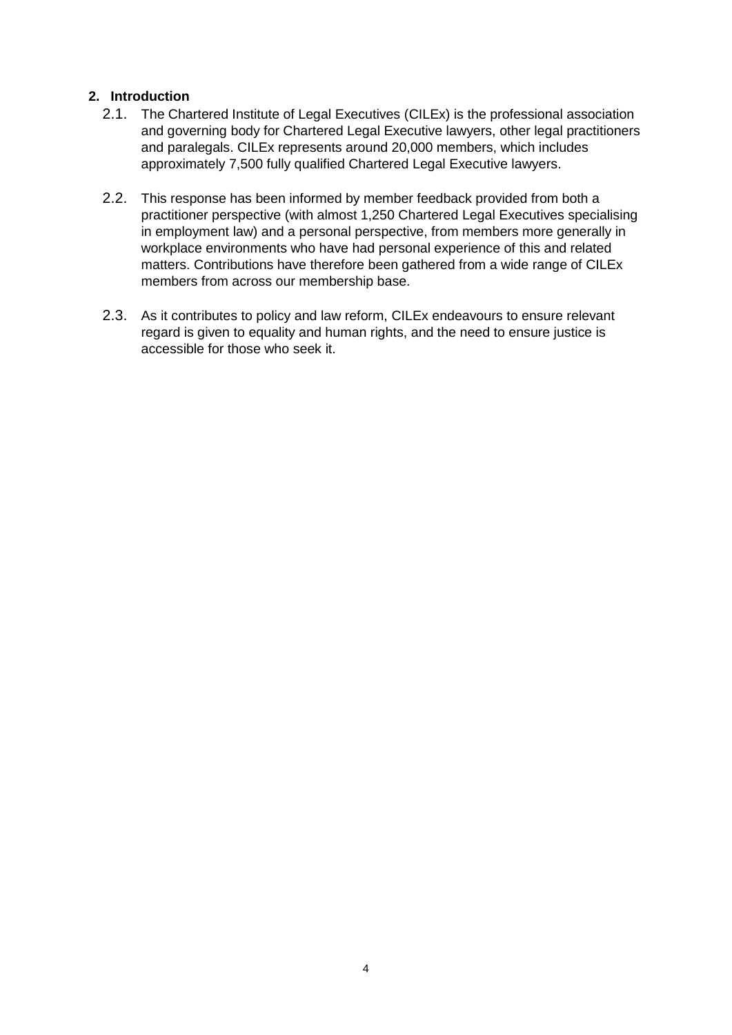## 2. Introduction

2.1. The Chartered Institute of Legal Executives (CILEx) is the professional association and governing body for Chartered Legal Executive lawyers, other legal practitioners and paralegals. CILEx represents around 20,000 members, which includes approximately 7,500 fully qualified Chartered Legal Executive lawyers.

2.2. This response has been informed by member feedback provided from both a practitioner perspective (with almost 1,250 Chartered Legal Executives specialising in employment law) and a personal perspective, from members more generally in workplace environments who have had personal experience of this and related matters. Contributions have therefore been gathered from a wide range of CILEx members from across our membership base.

2.3. As it contributes to policy and law reform, CILEx endeavours to ensure relevant regard is given to equality and human rights, and the need to ensure justice is accessible for those who seek it.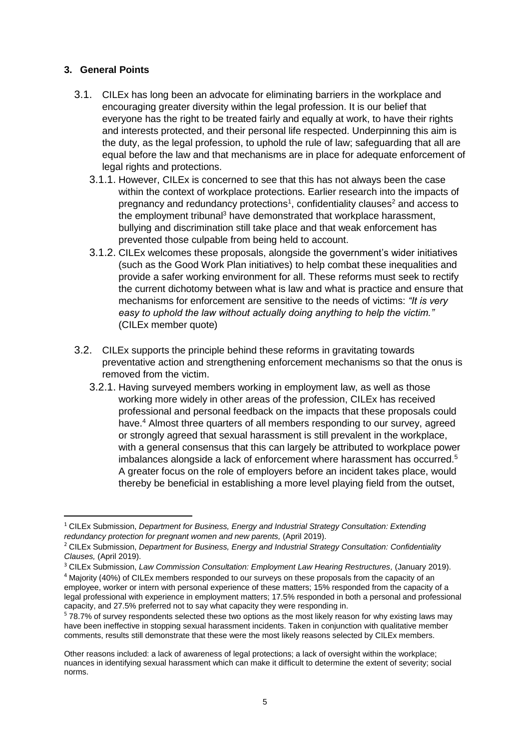## 3. General Points

3.1. CILEx has long been an advocate for eliminating barriers in the workplace and encouraging greater diversity within the legal profession. It is our belief that everyone has the right to be treated fairly and equally at work, to have their rights and interests protected, and their personal life respected. Underpinning this aim is the duty, as the legal profession, to uphold the rule of law; safeguarding that all are equal before the law and that mechanisms are in place for adequate enforcement of legal rights and protections.

3.1.1. However, CILEx is concerned to see that this has not always been the case within the context of workplace protections. Earlier research into the impacts of pregnancy and redundancy protections[1], confidentiality clauses[2] and access to the employment tribunal[3] have demonstrated that workplace harassment, bullying and discrimination still take place and that weak enforcement has prevented those culpable from being held to account.

3.1.2. CILEx welcomes these proposals, alongside the government's wider initiatives (such as the Good Work Plan initiatives) to help combat these inequalities and provide a safer working environment for all. These reforms must seek to rectify the current dichotomy between what is law and what is practice and ensure that mechanisms for enforcement are sensitive to the needs of victims: *"It is very easy to uphold the law without actually doing anything to help the victim."* (CILEx member quote)

3.2. CILEx supports the principle behind these reforms in gravitating towards preventative action and strengthening enforcement mechanisms so that the onus is removed from the victim.

3.2.1. Having surveyed members working in employment law, as well as those working more widely in other areas of the profession, CILEx has received professional and personal feedback on the impacts that these proposals could have.[4] Almost three quarters of all members responding to our survey, agreed or strongly agreed that sexual harassment is still prevalent in the workplace, with a general consensus that this can largely be attributed to workplace power imbalances alongside a lack of enforcement where harassment has occurred.[5] A greater focus on the role of employers before an incident takes place, would thereby be beneficial in establishing a more level playing field from the outset,

---

[1] CILEx Submission, *Department for Business, Energy and Industrial Strategy Consultation: Extending redundancy protection for pregnant women and new parents,* (April 2019).

[2] CILEx Submission, *Department for Business, Energy and Industrial Strategy Consultation: Confidentiality Clauses,* (April 2019).

[3] CILEx Submission, *Law Commission Consultation: Employment Law Hearing Restructures,* (January 2019).

[4] Majority (40%) of CILEx members responded to our surveys on these proposals from the capacity of an employee, worker or intern with personal experience of these matters; 15% responded from the capacity of a legal professional with experience in employment matters; 17.5% responded in both a personal and professional capacity, and 27.5% preferred not to say what capacity they were responding in.

[5] 78.7% of survey respondents selected these two options as the most likely reason for why existing laws may have been ineffective in stopping sexual harassment incidents. Taken in conjunction with qualitative member comments, results still demonstrate that these were the most likely reasons selected by CILEx members.

Other reasons included: a lack of awareness of legal protections; a lack of oversight within the workplace; nuances in identifying sexual harassment which can make it difficult to determine the extent of severity; social norms.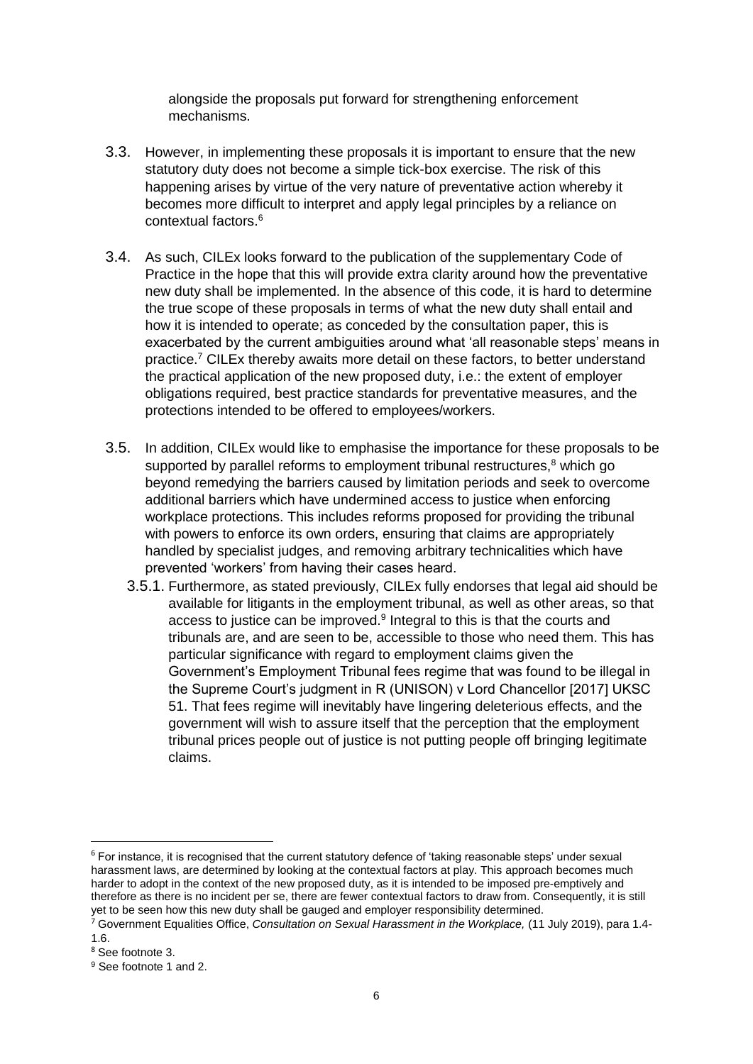alongside the proposals put forward for strengthening enforcement mechanisms.

3.3. However, in implementing these proposals it is important to ensure that the new statutory duty does not become a simple tick-box exercise. The risk of this happening arises by virtue of the very nature of preventative action whereby it becomes more difficult to interpret and apply legal principles by a reliance on contextual factors.[6]

3.4. As such, CILEx looks forward to the publication of the supplementary Code of Practice in the hope that this will provide extra clarity around how the preventative new duty shall be implemented. In the absence of this code, it is hard to determine the true scope of these proposals in terms of what the new duty shall entail and how it is intended to operate; as conceded by the consultation paper, this is exacerbated by the current ambiguities around what 'all reasonable steps' means in practice.[7] CILEx thereby awaits more detail on these factors, to better understand the practical application of the new proposed duty, i.e.: the extent of employer obligations required, best practice standards for preventative measures, and the protections intended to be offered to employees/workers.

3.5. In addition, CILEx would like to emphasise the importance for these proposals to be supported by parallel reforms to employment tribunal restructures,[8] which go beyond remedying the barriers caused by limitation periods and seek to overcome additional barriers which have undermined access to justice when enforcing workplace protections. This includes reforms proposed for providing the tribunal with powers to enforce its own orders, ensuring that claims are appropriately handled by specialist judges, and removing arbitrary technicalities which have prevented 'workers' from having their cases heard.

3.5.1. Furthermore, as stated previously, CILEx fully endorses that legal aid should be available for litigants in the employment tribunal, as well as other areas, so that access to justice can be improved.[9] Integral to this is that the courts and tribunals are, and are seen to be, accessible to those who need them. This has particular significance with regard to employment claims given the Government's Employment Tribunal fees regime that was found to be illegal in the Supreme Court's judgment in R (UNISON) v Lord Chancellor [2017] UKSC 51. That fees regime will inevitably have lingering deleterious effects, and the government will wish to assure itself that the perception that the employment tribunal prices people out of justice is not putting people off bringing legitimate claims.

---

[6] For instance, it is recognised that the current statutory defence of 'taking reasonable steps' under sexual harassment laws, are determined by looking at the contextual factors at play. This approach becomes much harder to adopt in the context of the new proposed duty, as it is intended to be imposed pre-emptively and therefore as there is no incident per se, there are fewer contextual factors to draw from. Consequently, it is still yet to be seen how this new duty shall be gauged and employer responsibility determined.

[7] Government Equalities Office, *Consultation on Sexual Harassment in the Workplace,* (11 July 2019), para 1.4-1.6.

[8] See footnote 3.

[9] See footnote 1 and 2.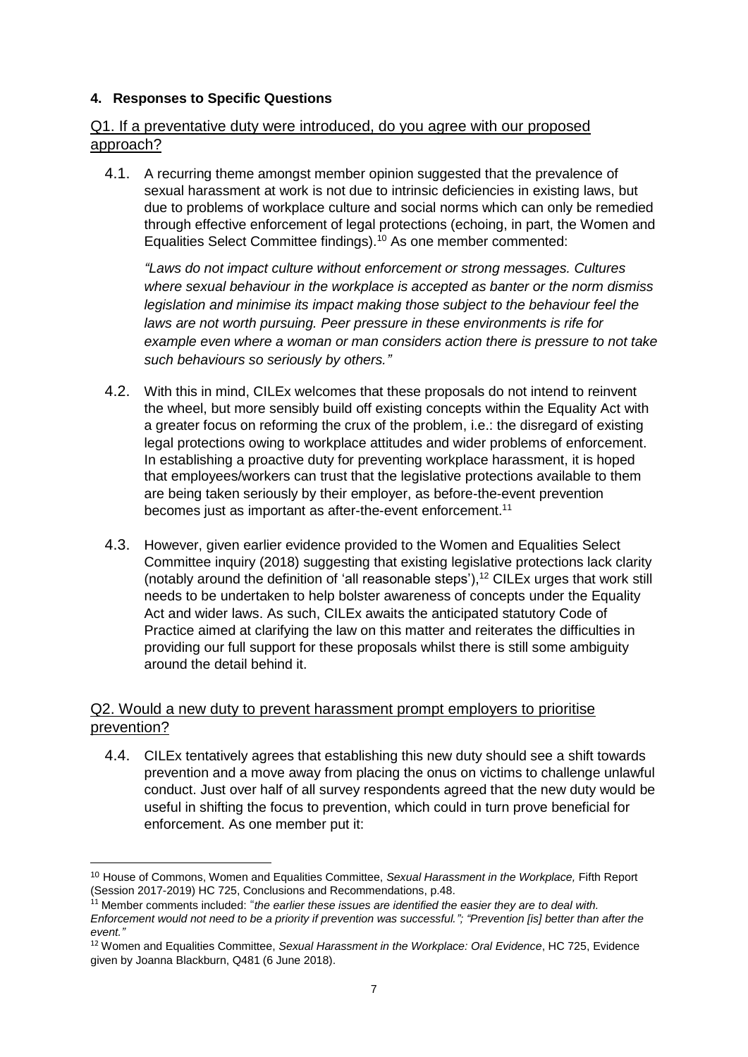#### 4. Responses to Specific Questions

Q1. If a preventative duty were introduced, do you agree with our proposed approach?

4.1. A recurring theme amongst member opinion suggested that the prevalence of sexual harassment at work is not due to intrinsic deficiencies in existing laws, but due to problems of workplace culture and social norms which can only be remedied through effective enforcement of legal protections (echoing, in part, the Women and Equalities Select Committee findings).[10] As one member commented:

*"Laws do not impact culture without enforcement or strong messages. Cultures where sexual behaviour in the workplace is accepted as banter or the norm dismiss legislation and minimise its impact making those subject to the behaviour feel the laws are not worth pursuing. Peer pressure in these environments is rife for example even where a woman or man considers action there is pressure to not take such behaviours so seriously by others."*

4.2. With this in mind, CILEx welcomes that these proposals do not intend to reinvent the wheel, but more sensibly build off existing concepts within the Equality Act with a greater focus on reforming the crux of the problem, i.e.: the disregard of existing legal protections owing to workplace attitudes and wider problems of enforcement. In establishing a proactive duty for preventing workplace harassment, it is hoped that employees/workers can trust that the legislative protections available to them are being taken seriously by their employer, as before-the-event prevention becomes just as important as after-the-event enforcement.[11]

4.3. However, given earlier evidence provided to the Women and Equalities Select Committee inquiry (2018) suggesting that existing legislative protections lack clarity (notably around the definition of 'all reasonable steps'),[12] CILEx urges that work still needs to be undertaken to help bolster awareness of concepts under the Equality Act and wider laws. As such, CILEx awaits the anticipated statutory Code of Practice aimed at clarifying the law on this matter and reiterates the difficulties in providing our full support for these proposals whilst there is still some ambiguity around the detail behind it.

Q2. Would a new duty to prevent harassment prompt employers to prioritise prevention?

4.4. CILEx tentatively agrees that establishing this new duty should see a shift towards prevention and a move away from placing the onus on victims to challenge unlawful conduct. Just over half of all survey respondents agreed that the new duty would be useful in shifting the focus to prevention, which could in turn prove beneficial for enforcement. As one member put it:

---

[10] House of Commons, Women and Equalities Committee, *Sexual Harassment in the Workplace,* Fifth Report (Session 2017-2019) HC 725, Conclusions and Recommendations, p.48.

[11] Member comments included: "*the earlier these issues are identified the easier they are to deal with. Enforcement would not need to be a priority if prevention was successful."; "Prevention [is] better than after the event."*

[12] Women and Equalities Committee, *Sexual Harassment in the Workplace: Oral Evidence*, HC 725, Evidence given by Joanna Blackburn, Q481 (6 June 2018).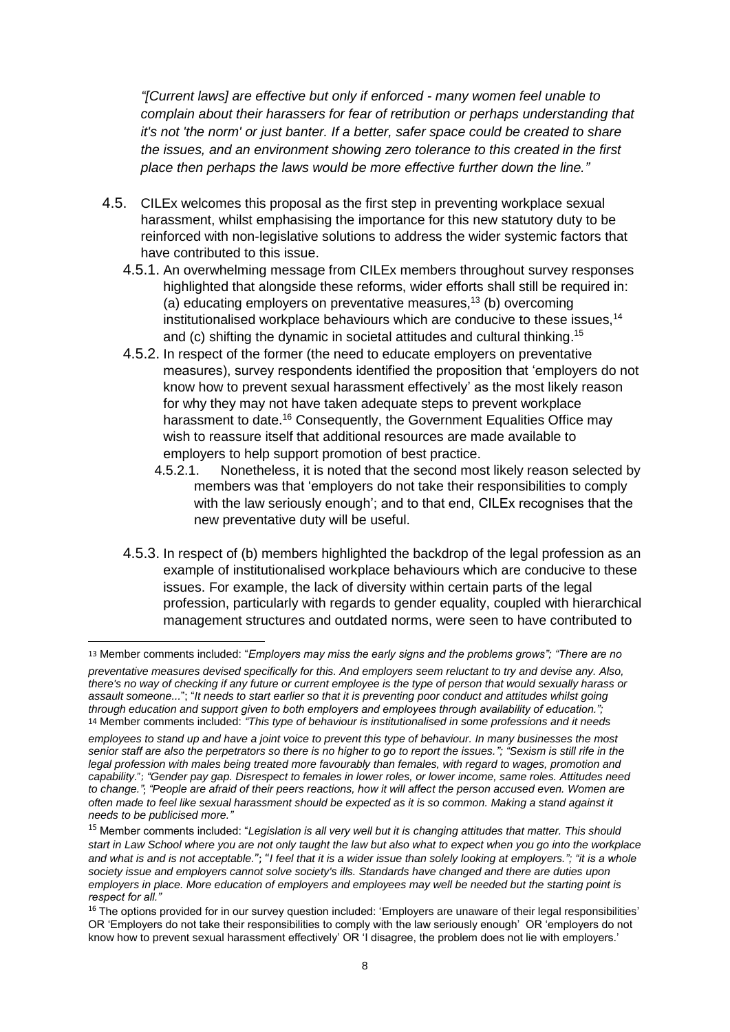*"[Current laws] are effective but only if enforced - many women feel unable to complain about their harassers for fear of retribution or perhaps understanding that it's not 'the norm' or just banter. If a better, safer space could be created to share the issues, and an environment showing zero tolerance to this created in the first place then perhaps the laws would be more effective further down the line."*

4.5. CILEx welcomes this proposal as the first step in preventing workplace sexual harassment, whilst emphasising the importance for this new statutory duty to be reinforced with non-legislative solutions to address the wider systemic factors that have contributed to this issue.

4.5.1. An overwhelming message from CILEx members throughout survey responses highlighted that alongside these reforms, wider efforts shall still be required in: (a) educating employers on preventative measures,[13] (b) overcoming institutionalised workplace behaviours which are conducive to these issues,[14] and (c) shifting the dynamic in societal attitudes and cultural thinking.[15]

4.5.2. In respect of the former (the need to educate employers on preventative measures), survey respondents identified the proposition that 'employers do not know how to prevent sexual harassment effectively' as the most likely reason for why they may not have taken adequate steps to prevent workplace harassment to date.[16] Consequently, the Government Equalities Office may wish to reassure itself that additional resources are made available to employers to help support promotion of best practice.

4.5.2.1. Nonetheless, it is noted that the second most likely reason selected by members was that 'employers do not take their responsibilities to comply with the law seriously enough'; and to that end, CILEx recognises that the new preventative duty will be useful.

4.5.3. In respect of (b) members highlighted the backdrop of the legal profession as an example of institutionalised workplace behaviours which are conducive to these issues. For example, the lack of diversity within certain parts of the legal profession, particularly with regards to gender equality, coupled with hierarchical management structures and outdated norms, were seen to have contributed to

---

[13] Member comments included: "*Employers may miss the early signs and the problems grows*"; "*There are no preventative measures devised specifically for this. And employers seem reluctant to try and devise any. Also, there's no way of checking if any future or current employee is the type of person that would sexually harass or assault someone...*"; "*It needs to start earlier so that it is preventing poor conduct and attitudes whilst going through education and support given to both employers and employees through availability of education.";*

[14] Member comments included: *"This type of behaviour is institutionalised in some professions and it needs employees to stand up and have a joint voice to prevent this type of behaviour. In many businesses the most senior staff are also the perpetrators so there is no higher to go to report the issues."; "Sexism is still rife in the legal profession with males being treated more favourably than females, with regard to wages, promotion and capability."; "Gender pay gap. Disrespect to females in lower roles, or lower income, same roles. Attitudes need to change."; "People are afraid of their peers reactions, how it will affect the person accused even. Women are often made to feel like sexual harassment should be expected as it is so common. Making a stand against it needs to be publicised more."*

[15] Member comments included: "*Legislation is all very well but it is changing attitudes that matter. This should start in Law School where you are not only taught the law but also what to expect when you go into the workplace and what is and is not acceptable."; "I feel that it is a wider issue than solely looking at employers."; "it is a whole society issue and employers cannot solve society's ills. Standards have changed and there are duties upon employers in place. More education of employers and employees may well be needed but the starting point is respect for all."*

[16] The options provided for in our survey question included: 'Employers are unaware of their legal responsibilities' OR 'Employers do not take their responsibilities to comply with the law seriously enough' OR 'employers do not know how to prevent sexual harassment effectively' OR 'I disagree, the problem does not lie with employers.'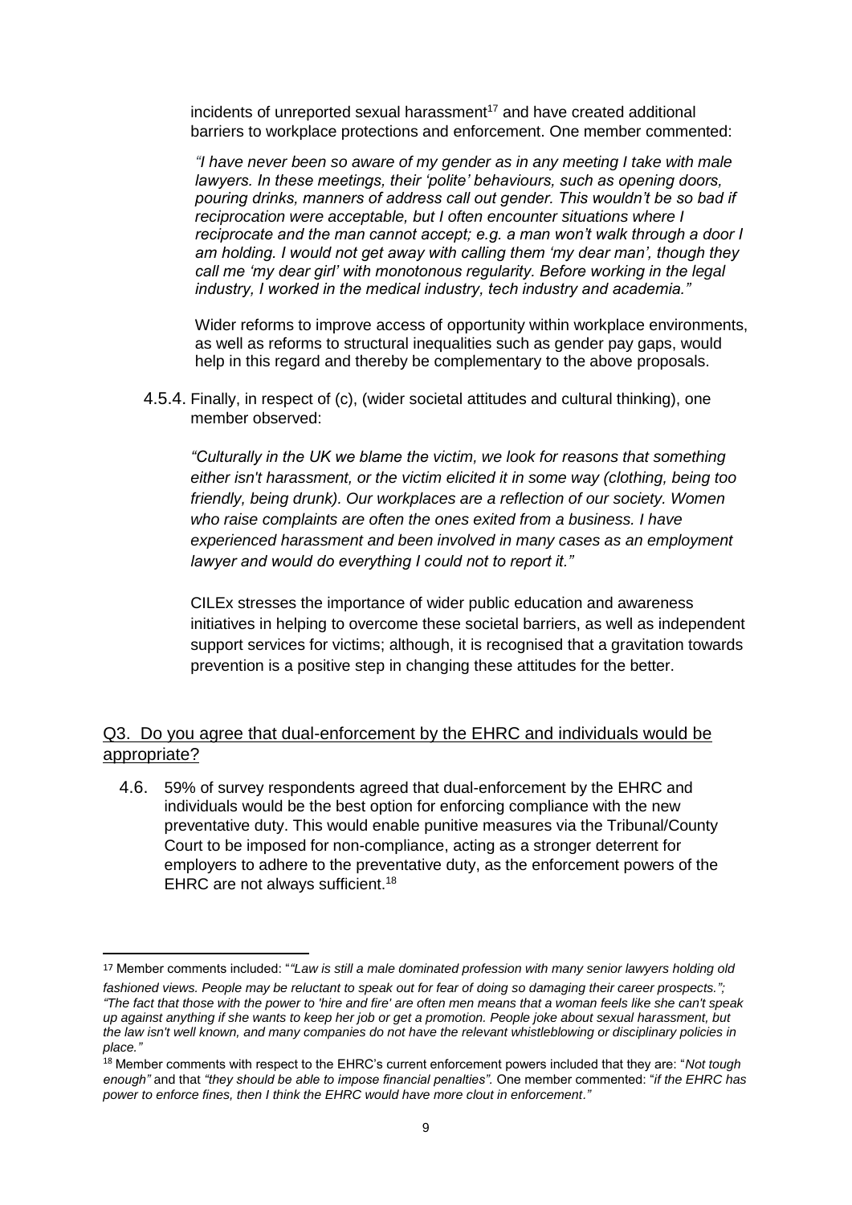incidents of unreported sexual harassment[17] and have created additional barriers to workplace protections and enforcement. One member commented:

*"I have never been so aware of my gender as in any meeting I take with male lawyers. In these meetings, their 'polite' behaviours, such as opening doors, pouring drinks, manners of address call out gender. This wouldn't be so bad if reciprocation were acceptable, but I often encounter situations where I reciprocate and the man cannot accept; e.g. a man won't walk through a door I am holding. I would not get away with calling them 'my dear man', though they call me 'my dear girl' with monotonous regularity. Before working in the legal industry, I worked in the medical industry, tech industry and academia."*

Wider reforms to improve access of opportunity within workplace environments, as well as reforms to structural inequalities such as gender pay gaps, would help in this regard and thereby be complementary to the above proposals.

4.5.4. Finally, in respect of (c), (wider societal attitudes and cultural thinking), one member observed:

*"Culturally in the UK we blame the victim, we look for reasons that something either isn't harassment, or the victim elicited it in some way (clothing, being too friendly, being drunk). Our workplaces are a reflection of our society. Women who raise complaints are often the ones exited from a business. I have experienced harassment and been involved in many cases as an employment lawyer and would do everything I could not to report it."*

CILEx stresses the importance of wider public education and awareness initiatives in helping to overcome these societal barriers, as well as independent support services for victims; although, it is recognised that a gravitation towards prevention is a positive step in changing these attitudes for the better.

## Q3. Do you agree that dual-enforcement by the EHRC and individuals would be appropriate?

4.6. 59% of survey respondents agreed that dual-enforcement by the EHRC and individuals would be the best option for enforcing compliance with the new preventative duty. This would enable punitive measures via the Tribunal/County Court to be imposed for non-compliance, acting as a stronger deterrent for employers to adhere to the preventative duty, as the enforcement powers of the EHRC are not always sufficient.[18]

---

[17] Member comments included: "*"Law is still a male dominated profession with many senior lawyers holding old fashioned views. People may be reluctant to speak out for fear of doing so damaging their career prospects."; "The fact that those with the power to 'hire and fire' are often men means that a woman feels like she can't speak up against anything if she wants to keep her job or get a promotion. People joke about sexual harassment, but the law isn't well known, and many companies do not have the relevant whistleblowing or disciplinary policies in place."*

[18] Member comments with respect to the EHRC's current enforcement powers included that they are: "*Not tough enough"* and that *"they should be able to impose financial penalties".* One member commented: "*if the EHRC has power to enforce fines, then I think the EHRC would have more clout in enforcement."*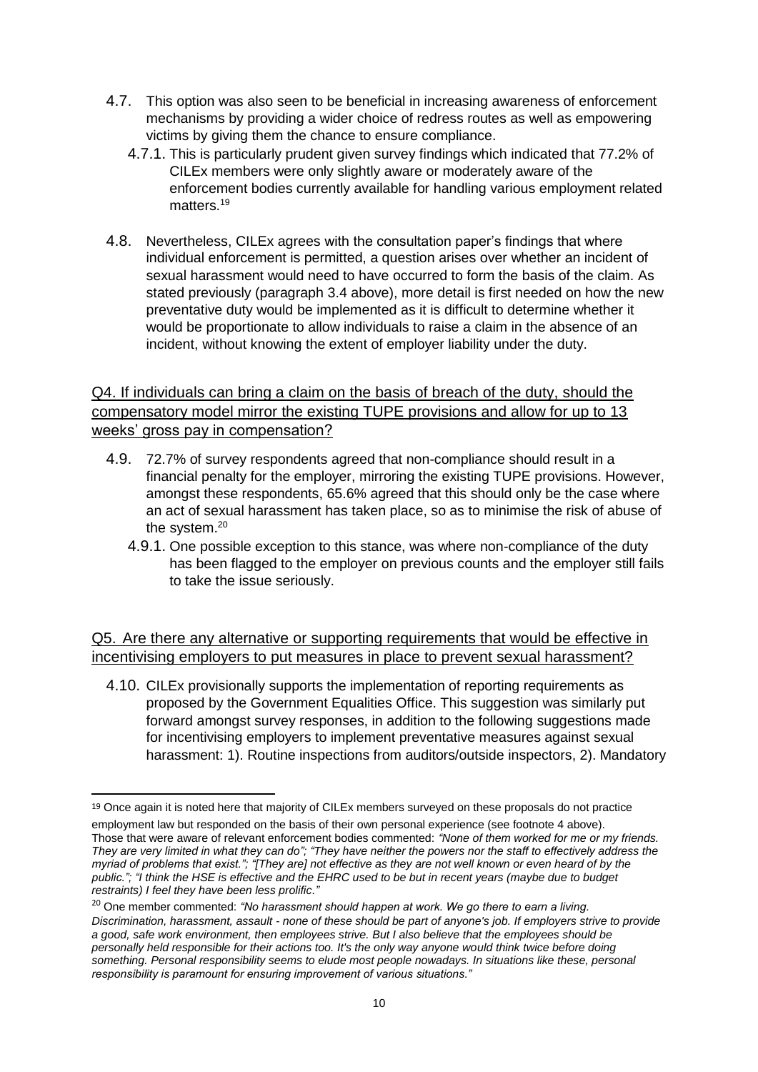4.7. This option was also seen to be beneficial in increasing awareness of enforcement mechanisms by providing a wider choice of redress routes as well as empowering victims by giving them the chance to ensure compliance.

4.7.1. This is particularly prudent given survey findings which indicated that 77.2% of CILEx members were only slightly aware or moderately aware of the enforcement bodies currently available for handling various employment related matters.[19]

4.8. Nevertheless, CILEx agrees with the consultation paper's findings that where individual enforcement is permitted, a question arises over whether an incident of sexual harassment would need to have occurred to form the basis of the claim. As stated previously (paragraph 3.4 above), more detail is first needed on how the new preventative duty would be implemented as it is difficult to determine whether it would be proportionate to allow individuals to raise a claim in the absence of an incident, without knowing the extent of employer liability under the duty.

Q4. If individuals can bring a claim on the basis of breach of the duty, should the compensatory model mirror the existing TUPE provisions and allow for up to 13 weeks' gross pay in compensation?

4.9. 72.7% of survey respondents agreed that non-compliance should result in a financial penalty for the employer, mirroring the existing TUPE provisions. However, amongst these respondents, 65.6% agreed that this should only be the case where an act of sexual harassment has taken place, so as to minimise the risk of abuse of the system.[20]

4.9.1. One possible exception to this stance, was where non-compliance of the duty has been flagged to the employer on previous counts and the employer still fails to take the issue seriously.

Q5. Are there any alternative or supporting requirements that would be effective in incentivising employers to put measures in place to prevent sexual harassment?

4.10. CILEx provisionally supports the implementation of reporting requirements as proposed by the Government Equalities Office. This suggestion was similarly put forward amongst survey responses, in addition to the following suggestions made for incentivising employers to implement preventative measures against sexual harassment: 1). Routine inspections from auditors/outside inspectors, 2). Mandatory

---

[19] Once again it is noted here that majority of CILEx members surveyed on these proposals do not practice employment law but responded on the basis of their own personal experience (see footnote 4 above). Those that were aware of relevant enforcement bodies commented: *"None of them worked for me or my friends. They are very limited in what they can do"; "They have neither the powers nor the staff to effectively address the myriad of problems that exist."; "[They are] not effective as they are not well known or even heard of by the public."; "I think the HSE is effective and the EHRC used to be but in recent years (maybe due to budget restraints) I feel they have been less prolific."*

[20] One member commented: *"No harassment should happen at work. We go there to earn a living. Discrimination, harassment, assault - none of these should be part of anyone's job. If employers strive to provide a good, safe work environment, then employees strive. But I also believe that the employees should be personally held responsible for their actions too. It's the only way anyone would think twice before doing something. Personal responsibility seems to elude most people nowadays. In situations like these, personal responsibility is paramount for ensuring improvement of various situations."*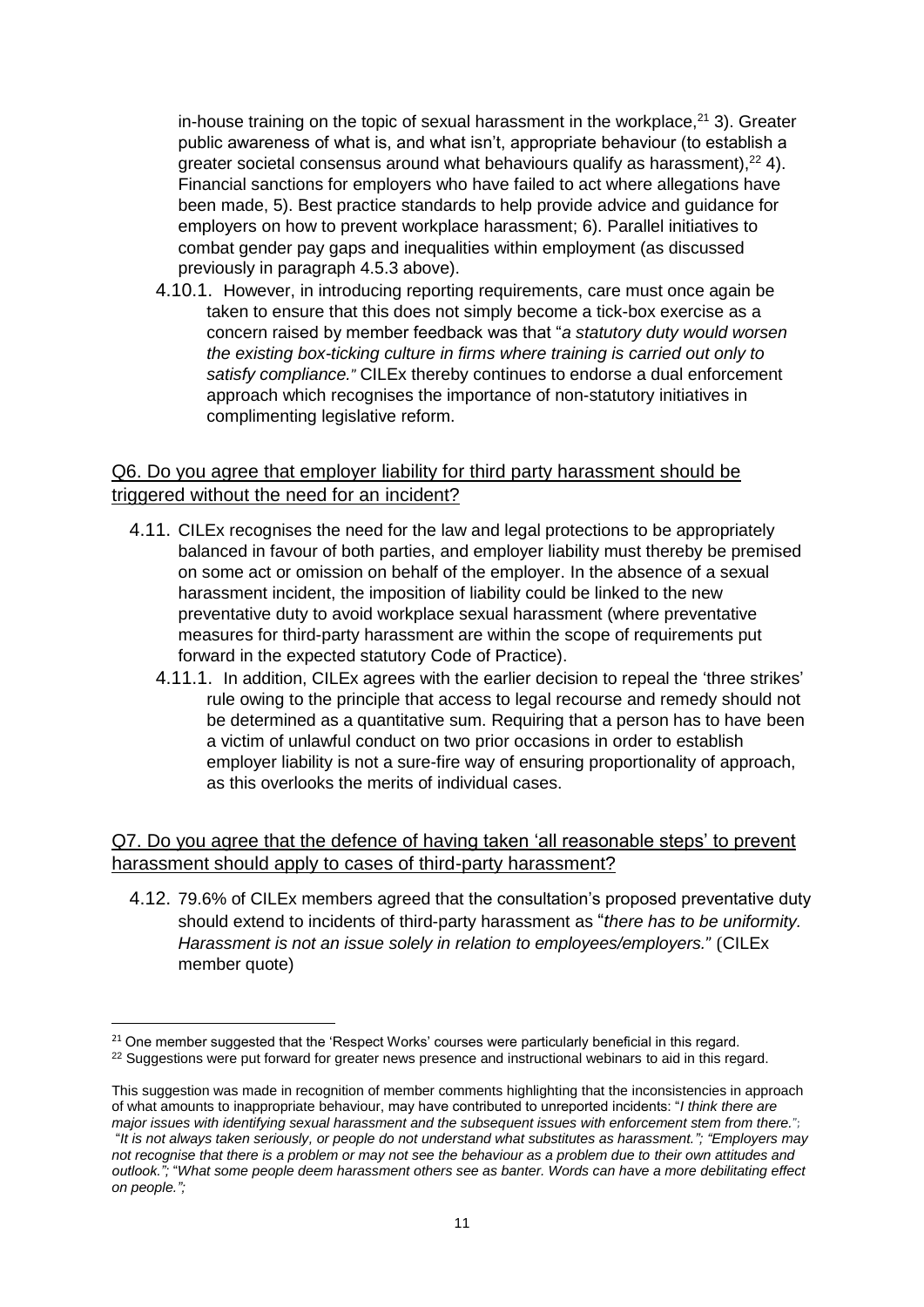in-house training on the topic of sexual harassment in the workplace,[21] 3). Greater public awareness of what is, and what isn't, appropriate behaviour (to establish a greater societal consensus around what behaviours qualify as harassment),[22] 4). Financial sanctions for employers who have failed to act where allegations have been made, 5). Best practice standards to help provide advice and guidance for employers on how to prevent workplace harassment; 6). Parallel initiatives to combat gender pay gaps and inequalities within employment (as discussed previously in paragraph 4.5.3 above).

4.10.1. However, in introducing reporting requirements, care must once again be taken to ensure that this does not simply become a tick-box exercise as a concern raised by member feedback was that "*a statutory duty would worsen the existing box-ticking culture in firms where training is carried out only to satisfy compliance."* CILEx thereby continues to endorse a dual enforcement approach which recognises the importance of non-statutory initiatives in complimenting legislative reform.

## Q6. Do you agree that employer liability for third party harassment should be triggered without the need for an incident?

4.11. CILEx recognises the need for the law and legal protections to be appropriately balanced in favour of both parties, and employer liability must thereby be premised on some act or omission on behalf of the employer. In the absence of a sexual harassment incident, the imposition of liability could be linked to the new preventative duty to avoid workplace sexual harassment (where preventative measures for third-party harassment are within the scope of requirements put forward in the expected statutory Code of Practice).

4.11.1. In addition, CILEx agrees with the earlier decision to repeal the 'three strikes' rule owing to the principle that access to legal recourse and remedy should not be determined as a quantitative sum. Requiring that a person has to have been a victim of unlawful conduct on two prior occasions in order to establish employer liability is not a sure-fire way of ensuring proportionality of approach, as this overlooks the merits of individual cases.

## Q7. Do you agree that the defence of having taken 'all reasonable steps' to prevent harassment should apply to cases of third-party harassment?

4.12. 79.6% of CILEx members agreed that the consultation's proposed preventative duty should extend to incidents of third-party harassment as "*there has to be uniformity. Harassment is not an issue solely in relation to employees/employers."* (CILEx member quote)

---

[21] One member suggested that the 'Respect Works' courses were particularly beneficial in this regard.

[22] Suggestions were put forward for greater news presence and instructional webinars to aid in this regard.

This suggestion was made in recognition of member comments highlighting that the inconsistencies in approach of what amounts to inappropriate behaviour, may have contributed to unreported incidents: "*I think there are major issues with identifying sexual harassment and the subsequent issues with enforcement stem from there.";* "*It is not always taken seriously, or people do not understand what substitutes as harassment."; "Employers may not recognise that there is a problem or may not see the behaviour as a problem due to their own attitudes and outlook.";* "*What some people deem harassment others see as banter. Words can have a more debilitating effect on people.";*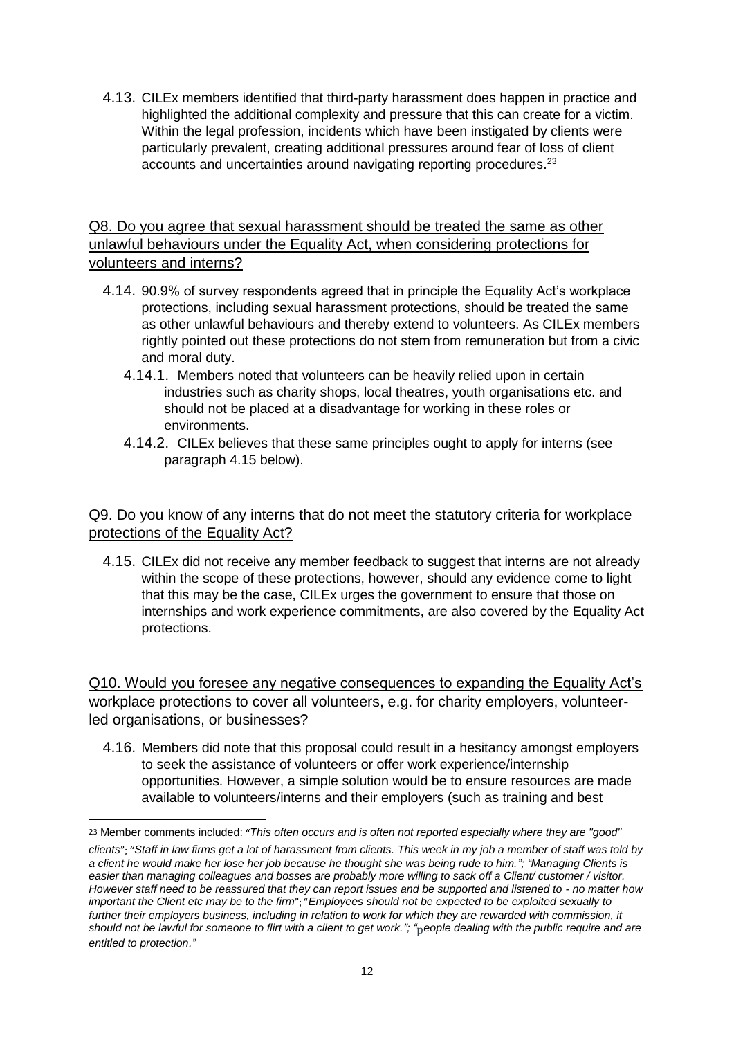4.13. CILEx members identified that third-party harassment does happen in practice and highlighted the additional complexity and pressure that this can create for a victim. Within the legal profession, incidents which have been instigated by clients were particularly prevalent, creating additional pressures around fear of loss of client accounts and uncertainties around navigating reporting procedures.[23]

<u>Q8. Do you agree that sexual harassment should be treated the same as other unlawful behaviours under the Equality Act, when considering protections for volunteers and interns?</u>

4.14. 90.9% of survey respondents agreed that in principle the Equality Act's workplace protections, including sexual harassment protections, should be treated the same as other unlawful behaviours and thereby extend to volunteers. As CILEx members rightly pointed out these protections do not stem from remuneration but from a civic and moral duty.

4.14.1. Members noted that volunteers can be heavily relied upon in certain industries such as charity shops, local theatres, youth organisations etc. and should not be placed at a disadvantage for working in these roles or environments.

4.14.2. CILEx believes that these same principles ought to apply for interns (see paragraph 4.15 below).

<u>Q9. Do you know of any interns that do not meet the statutory criteria for workplace protections of the Equality Act?</u>

4.15. CILEx did not receive any member feedback to suggest that interns are not already within the scope of these protections, however, should any evidence come to light that this may be the case, CILEx urges the government to ensure that those on internships and work experience commitments, are also covered by the Equality Act protections.

<u>Q10. Would you foresee any negative consequences to expanding the Equality Act's workplace protections to cover all volunteers, e.g. for charity employers, volunteer-led organisations, or businesses?</u>

4.16. Members did note that this proposal could result in a hesitancy amongst employers to seek the assistance of volunteers or offer work experience/internship opportunities. However, a simple solution would be to ensure resources are made available to volunteers/interns and their employers (such as training and best

---

[23] Member comments included: *"This often occurs and is often not reported especially where they are "good" clients"; "Staff in law firms get a lot of harassment from clients. This week in my job a member of staff was told by a client he would make her lose her job because he thought she was being rude to him."; "Managing Clients is easier than managing colleagues and bosses are probably more willing to sack off a Client/ customer / visitor. However staff need to be reassured that they can report issues and be supported and listened to - no matter how important the Client etc may be to the firm"; "Employees should not be expected to be exploited sexually to further their employers business, including in relation to work for which they are rewarded with commission, it should not be lawful for someone to flirt with a client to get work."; "people dealing with the public require and are entitled to protection."*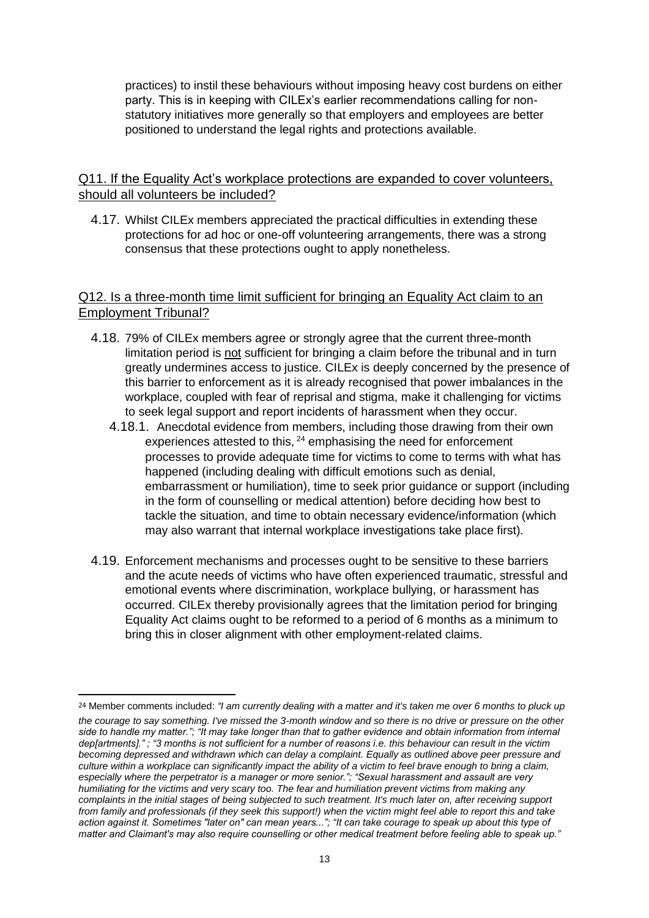practices) to instil these behaviours without imposing heavy cost burdens on either party. This is in keeping with CILEx's earlier recommendations calling for non-statutory initiatives more generally so that employers and employees are better positioned to understand the legal rights and protections available.

### Q11. If the Equality Act's workplace protections are expanded to cover volunteers, should all volunteers be included?

4.17. Whilst CILEx members appreciated the practical difficulties in extending these protections for ad hoc or one-off volunteering arrangements, there was a strong consensus that these protections ought to apply nonetheless.

### Q12. Is a three-month time limit sufficient for bringing an Equality Act claim to an Employment Tribunal?

4.18. 79% of CILEx members agree or strongly agree that the current three-month limitation period is not sufficient for bringing a claim before the tribunal and in turn greatly undermines access to justice. CILEx is deeply concerned by the presence of this barrier to enforcement as it is already recognised that power imbalances in the workplace, coupled with fear of reprisal and stigma, make it challenging for victims to seek legal support and report incidents of harassment when they occur.

4.18.1. Anecdotal evidence from members, including those drawing from their own experiences attested to this, [24] emphasising the need for enforcement processes to provide adequate time for victims to come to terms with what has happened (including dealing with difficult emotions such as denial, embarrassment or humiliation), time to seek prior guidance or support (including in the form of counselling or medical attention) before deciding how best to tackle the situation, and time to obtain necessary evidence/information (which may also warrant that internal workplace investigations take place first).

4.19. Enforcement mechanisms and processes ought to be sensitive to these barriers and the acute needs of victims who have often experienced traumatic, stressful and emotional events where discrimination, workplace bullying, or harassment has occurred. CILEx thereby provisionally agrees that the limitation period for bringing Equality Act claims ought to be reformed to a period of 6 months as a minimum to bring this in closer alignment with other employment-related claims.

---

[24] Member comments included: *"I am currently dealing with a matter and it's taken me over 6 months to pluck up the courage to say something. I've missed the 3-month window and so there is no drive or pressure on the other side to handle my matter."; "It may take longer than that to gather evidence and obtain information from internal dep[artments]." ; "3 months is not sufficient for a number of reasons i.e. this behaviour can result in the victim becoming depressed and withdrawn which can delay a complaint. Equally as outlined above peer pressure and culture within a workplace can significantly impact the ability of a victim to feel brave enough to bring a claim, especially where the perpetrator is a manager or more senior."; "Sexual harassment and assault are very humiliating for the victims and very scary too. The fear and humiliation prevent victims from making any complaints in the initial stages of being subjected to such treatment. It's much later on, after receiving support from family and professionals (if they seek this support!) when the victim might feel able to report this and take action against it. Sometimes "later on" can mean years..."; "It can take courage to speak up about this type of matter and Claimant's may also require counselling or other medical treatment before feeling able to speak up."*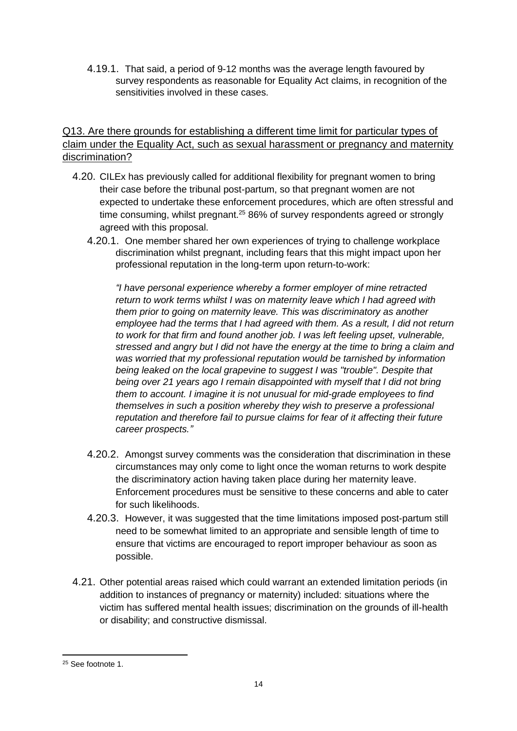4.19.1. That said, a period of 9-12 months was the average length favoured by survey respondents as reasonable for Equality Act claims, in recognition of the sensitivities involved in these cases.

<u>Q13. Are there grounds for establishing a different time limit for particular types of claim under the Equality Act, such as sexual harassment or pregnancy and maternity discrimination?</u>

4.20. CILEx has previously called for additional flexibility for pregnant women to bring their case before the tribunal post-partum, so that pregnant women are not expected to undertake these enforcement procedures, which are often stressful and time consuming, whilst pregnant.[25] 86% of survey respondents agreed or strongly agreed with this proposal.

4.20.1. One member shared her own experiences of trying to challenge workplace discrimination whilst pregnant, including fears that this might impact upon her professional reputation in the long-term upon return-to-work:

*"I have personal experience whereby a former employer of mine retracted return to work terms whilst I was on maternity leave which I had agreed with them prior to going on maternity leave. This was discriminatory as another employee had the terms that I had agreed with them. As a result, I did not return to work for that firm and found another job. I was left feeling upset, vulnerable, stressed and angry but I did not have the energy at the time to bring a claim and was worried that my professional reputation would be tarnished by information being leaked on the local grapevine to suggest I was "trouble". Despite that being over 21 years ago I remain disappointed with myself that I did not bring them to account. I imagine it is not unusual for mid-grade employees to find themselves in such a position whereby they wish to preserve a professional reputation and therefore fail to pursue claims for fear of it affecting their future career prospects."*

4.20.2. Amongst survey comments was the consideration that discrimination in these circumstances may only come to light once the woman returns to work despite the discriminatory action having taken place during her maternity leave. Enforcement procedures must be sensitive to these concerns and able to cater for such likelihoods.

4.20.3. However, it was suggested that the time limitations imposed post-partum still need to be somewhat limited to an appropriate and sensible length of time to ensure that victims are encouraged to report improper behaviour as soon as possible.

4.21. Other potential areas raised which could warrant an extended limitation periods (in addition to instances of pregnancy or maternity) included: situations where the victim has suffered mental health issues; discrimination on the grounds of ill-health or disability; and constructive dismissal.

---

[25] See footnote 1.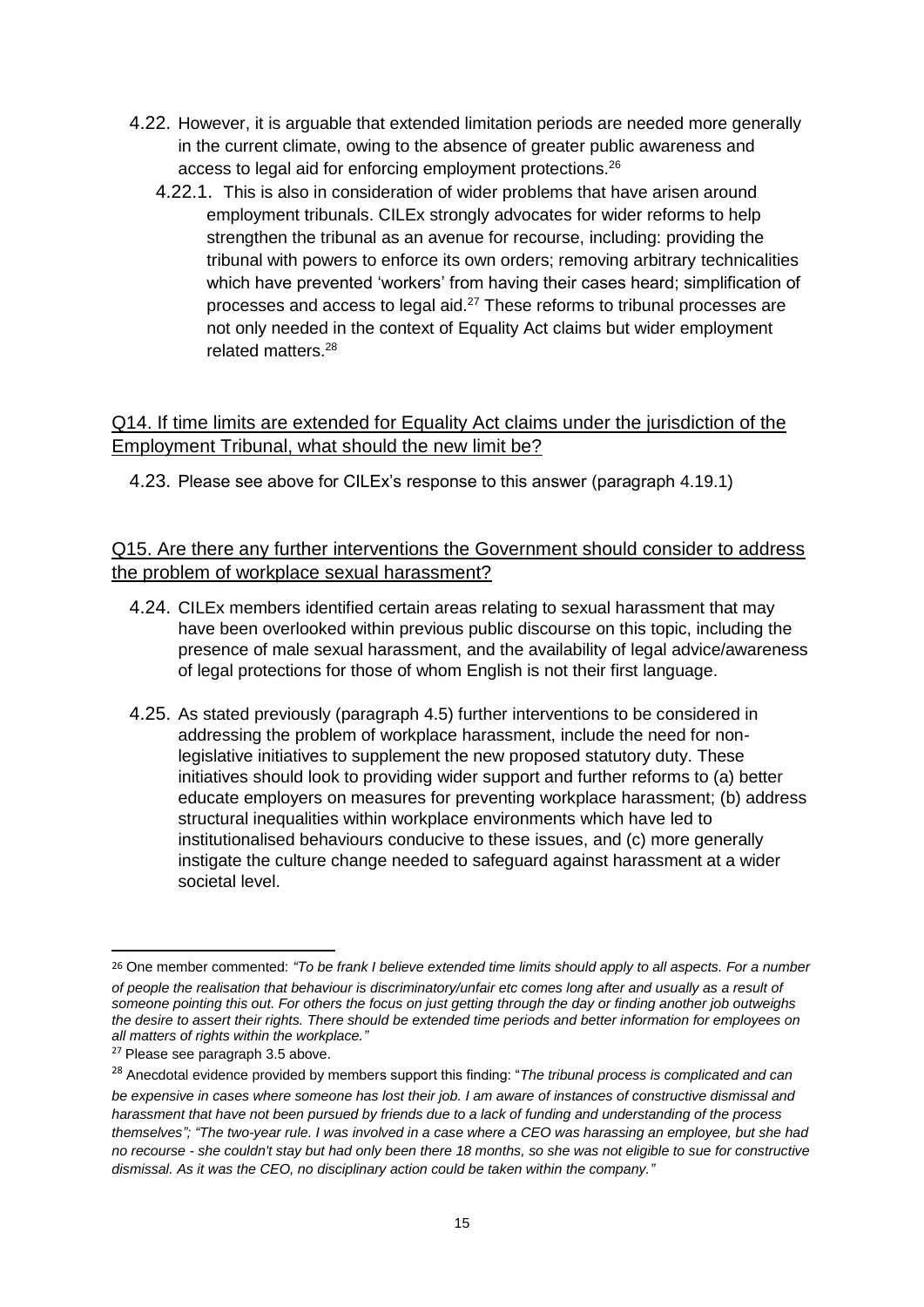4.22. However, it is arguable that extended limitation periods are needed more generally in the current climate, owing to the absence of greater public awareness and access to legal aid for enforcing employment protections.[26]

4.22.1. This is also in consideration of wider problems that have arisen around employment tribunals. CILEx strongly advocates for wider reforms to help strengthen the tribunal as an avenue for recourse, including: providing the tribunal with powers to enforce its own orders; removing arbitrary technicalities which have prevented 'workers' from having their cases heard; simplification of processes and access to legal aid.[27] These reforms to tribunal processes are not only needed in the context of Equality Act claims but wider employment related matters.[28]

<u>Q14. If time limits are extended for Equality Act claims under the jurisdiction of the Employment Tribunal, what should the new limit be?</u>

4.23. Please see above for CILEx's response to this answer (paragraph 4.19.1)

<u>Q15. Are there any further interventions the Government should consider to address the problem of workplace sexual harassment?</u>

4.24. CILEx members identified certain areas relating to sexual harassment that may have been overlooked within previous public discourse on this topic, including the presence of male sexual harassment, and the availability of legal advice/awareness of legal protections for those of whom English is not their first language.

4.25. As stated previously (paragraph 4.5) further interventions to be considered in addressing the problem of workplace harassment, include the need for non-legislative initiatives to supplement the new proposed statutory duty. These initiatives should look to providing wider support and further reforms to (a) better educate employers on measures for preventing workplace harassment; (b) address structural inequalities within workplace environments which have led to institutionalised behaviours conducive to these issues, and (c) more generally instigate the culture change needed to safeguard against harassment at a wider societal level.

---

[26] One member commented: *"To be frank I believe extended time limits should apply to all aspects. For a number of people the realisation that behaviour is discriminatory/unfair etc comes long after and usually as a result of someone pointing this out. For others the focus on just getting through the day or finding another job outweighs the desire to assert their rights. There should be extended time periods and better information for employees on all matters of rights within the workplace."*

[27] Please see paragraph 3.5 above.

[28] Anecdotal evidence provided by members support this finding: "*The tribunal process is complicated and can be expensive in cases where someone has lost their job. I am aware of instances of constructive dismissal and harassment that have not been pursued by friends due to a lack of funding and understanding of the process themselves"; "The two-year rule. I was involved in a case where a CEO was harassing an employee, but she had no recourse - she couldn't stay but had only been there 18 months, so she was not eligible to sue for constructive dismissal. As it was the CEO, no disciplinary action could be taken within the company."*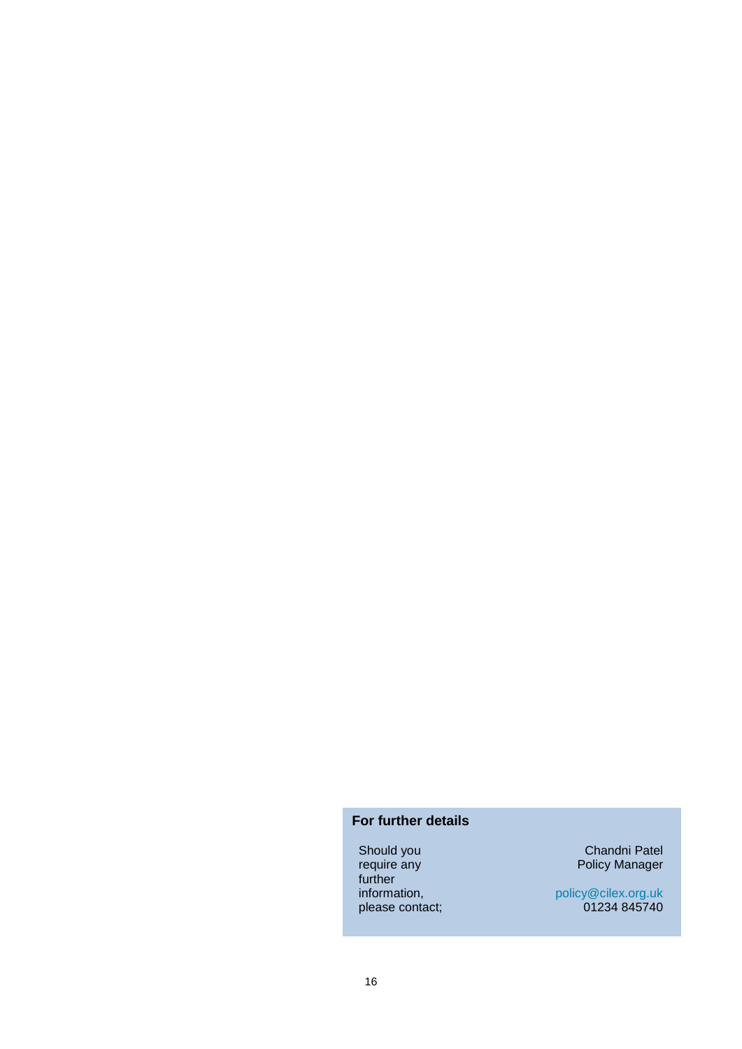### For further details

Should you require any further information, please contact;

Chandni Patel
Policy Manager

policy@cilex.org.uk
01234 845740